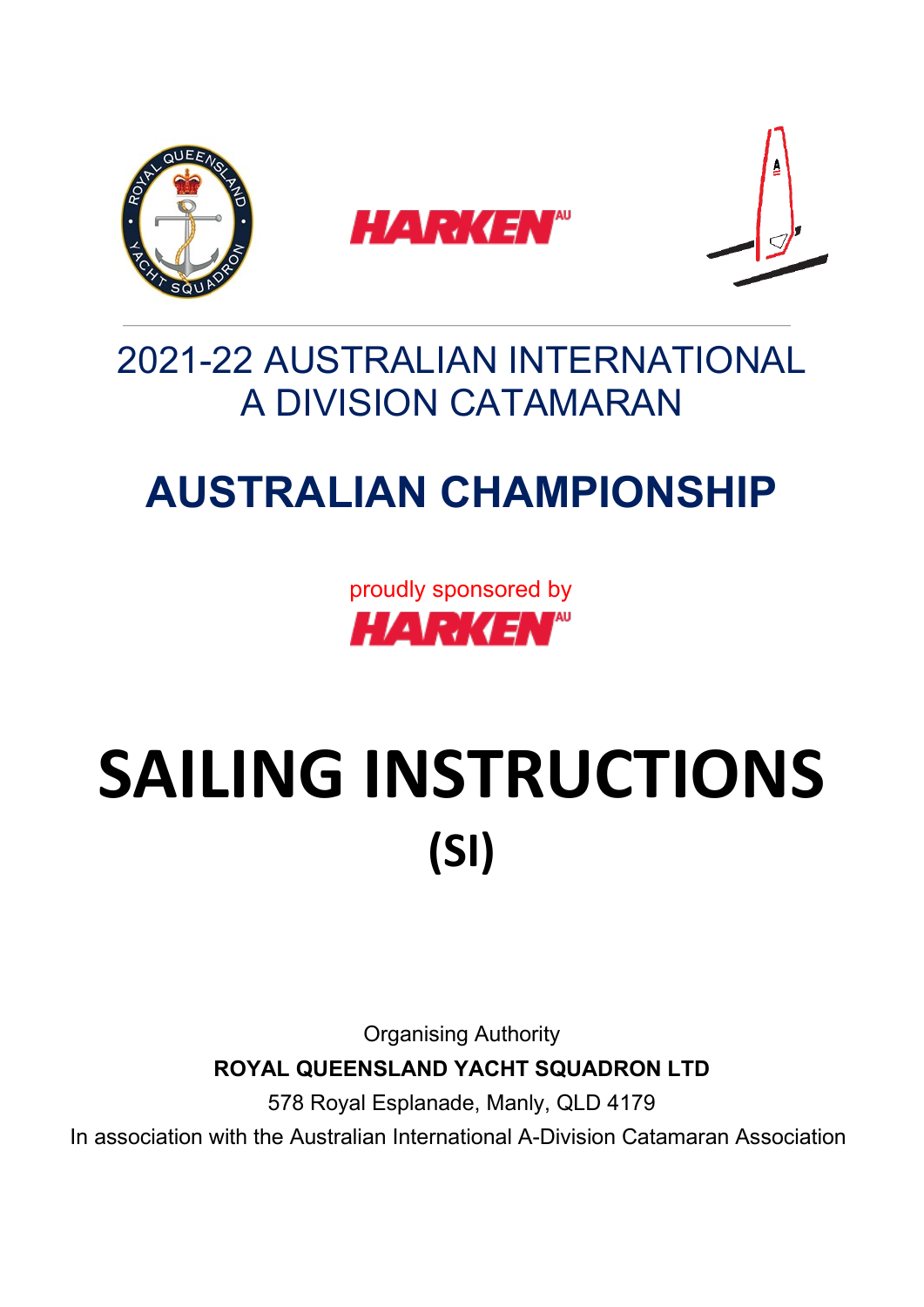HARKEN AU

# 2021-22 AUSTRALIAN INTERNATIONAL A DIVISION CATAMARAN

# AUSTRALIAN CHAMPIONSHIP

proudly sponsored by

HARKEN AU

# SAILING INSTRUCTIONS

## (SI)

Organising Authority

**ROYAL QUEENSLAND YACHT SQUADRON LTD**

578 Royal Esplanade, Manly, QLD 4179

In association with the Australian International A-Division Catamaran Association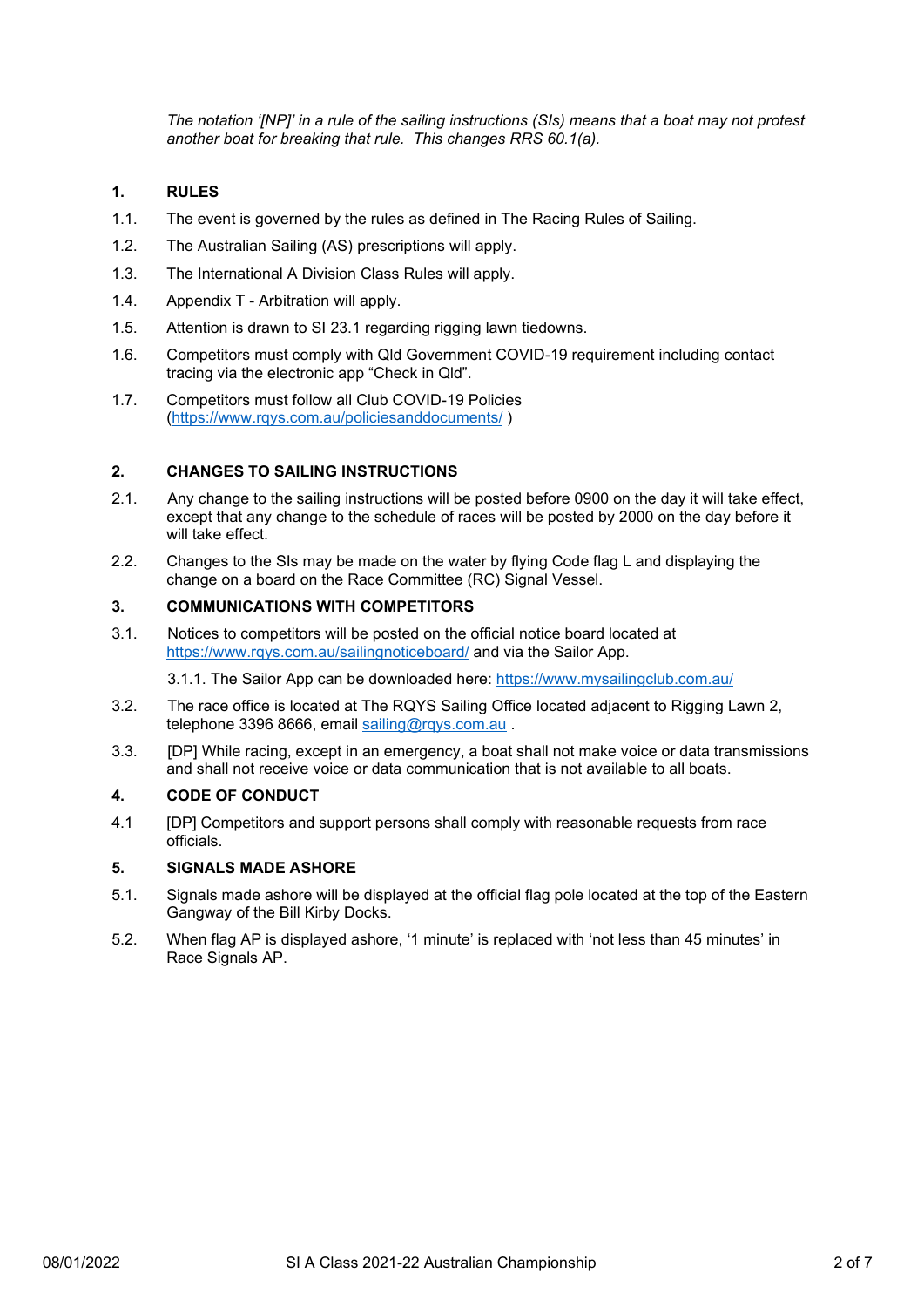*The notation '[NP]' in a rule of the sailing instructions (SIs) means that a boat may not protest another boat for breaking that rule. This changes RRS 60.1(a).*

## 1. RULES

1.1. The event is governed by the rules as defined in The Racing Rules of Sailing.

1.2. The Australian Sailing (AS) prescriptions will apply.

1.3. The International A Division Class Rules will apply.

1.4. Appendix T - Arbitration will apply.

1.5. Attention is drawn to SI 23.1 regarding rigging lawn tiedowns.

1.6. Competitors must comply with Qld Government COVID-19 requirement including contact tracing via the electronic app "Check in Qld".

1.7. Competitors must follow all Club COVID-19 Policies (https://www.rqys.com.au/policiesanddocuments/ )

## 2. CHANGES TO SAILING INSTRUCTIONS

2.1. Any change to the sailing instructions will be posted before 0900 on the day it will take effect, except that any change to the schedule of races will be posted by 2000 on the day before it will take effect.

2.2. Changes to the SIs may be made on the water by flying Code flag L and displaying the change on a board on the Race Committee (RC) Signal Vessel.

## 3. COMMUNICATIONS WITH COMPETITORS

3.1. Notices to competitors will be posted on the official notice board located at https://www.rqys.com.au/sailingnoticeboard/ and via the Sailor App.

3.1.1. The Sailor App can be downloaded here: https://www.mysailingclub.com.au/

3.2. The race office is located at The RQYS Sailing Office located adjacent to Rigging Lawn 2, telephone 3396 8666, email sailing@rqys.com.au .

3.3. [DP] While racing, except in an emergency, a boat shall not make voice or data transmissions and shall not receive voice or data communication that is not available to all boats.

## 4. CODE OF CONDUCT

4.1 [DP] Competitors and support persons shall comply with reasonable requests from race officials.

## 5. SIGNALS MADE ASHORE

5.1. Signals made ashore will be displayed at the official flag pole located at the top of the Eastern Gangway of the Bill Kirby Docks.

5.2. When flag AP is displayed ashore, '1 minute' is replaced with 'not less than 45 minutes' in Race Signals AP.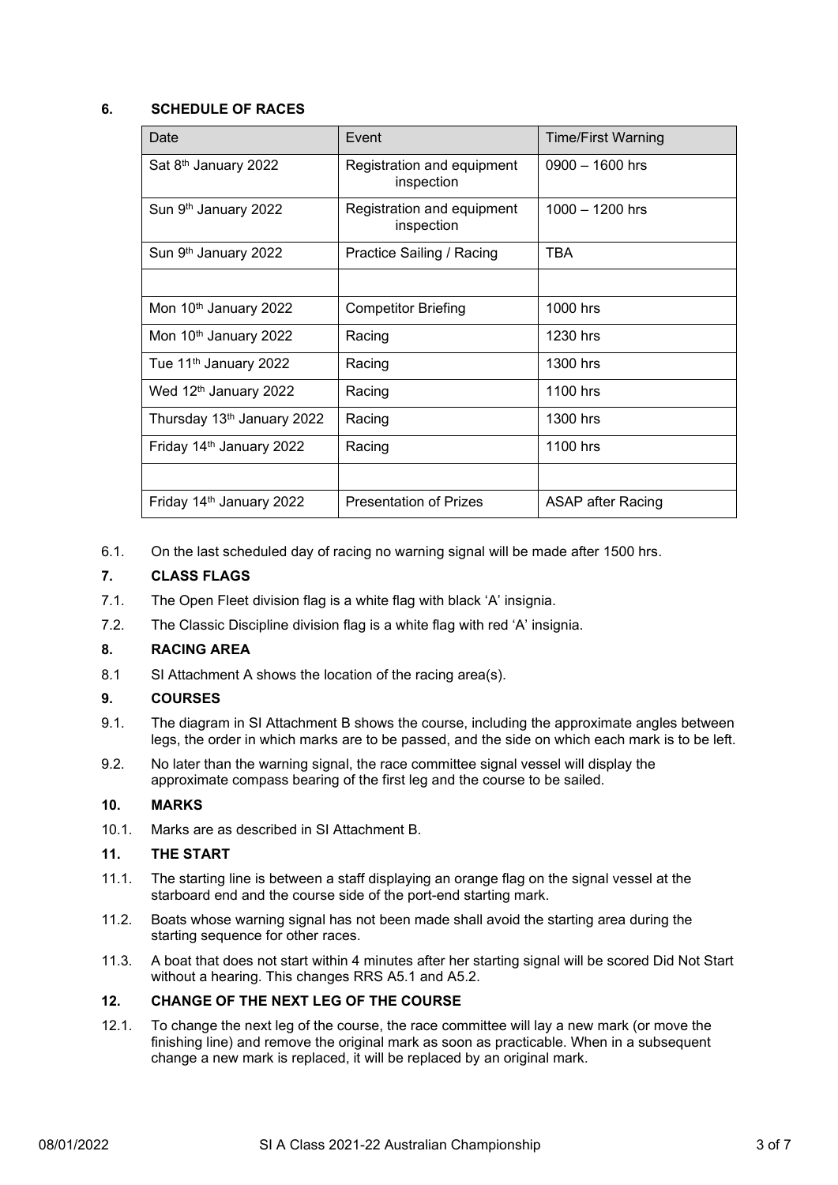## 6. SCHEDULE OF RACES

| Date | Event | Time/First Warning |
|---|---|---|
| Sat 8th January 2022 | Registration and equipment inspection | 0900 – 1600 hrs |
| Sun 9th January 2022 | Registration and equipment inspection | 1000 – 1200 hrs |
| Sun 9th January 2022 | Practice Sailing / Racing | TBA |
| | | |
| Mon 10th January 2022 | Competitor Briefing | 1000 hrs |
| Mon 10th January 2022 | Racing | 1230 hrs |
| Tue 11th January 2022 | Racing | 1300 hrs |
| Wed 12th January 2022 | Racing | 1100 hrs |
| Thursday 13th January 2022 | Racing | 1300 hrs |
| Friday 14th January 2022 | Racing | 1100 hrs |
| | | |
| Friday 14th January 2022 | Presentation of Prizes | ASAP after Racing |

6.1. On the last scheduled day of racing no warning signal will be made after 1500 hrs.

## 7. CLASS FLAGS

7.1. The Open Fleet division flag is a white flag with black 'A' insignia.

7.2. The Classic Discipline division flag is a white flag with red 'A' insignia.

## 8. RACING AREA

8.1 SI Attachment A shows the location of the racing area(s).

## 9. COURSES

9.1. The diagram in SI Attachment B shows the course, including the approximate angles between legs, the order in which marks are to be passed, and the side on which each mark is to be left.

9.2. No later than the warning signal, the race committee signal vessel will display the approximate compass bearing of the first leg and the course to be sailed.

## 10. MARKS

10.1. Marks are as described in SI Attachment B.

## 11. THE START

11.1. The starting line is between a staff displaying an orange flag on the signal vessel at the starboard end and the course side of the port-end starting mark.

11.2. Boats whose warning signal has not been made shall avoid the starting area during the starting sequence for other races.

11.3. A boat that does not start within 4 minutes after her starting signal will be scored Did Not Start without a hearing. This changes RRS A5.1 and A5.2.

## 12. CHANGE OF THE NEXT LEG OF THE COURSE

12.1. To change the next leg of the course, the race committee will lay a new mark (or move the finishing line) and remove the original mark as soon as practicable. When in a subsequent change a new mark is replaced, it will be replaced by an original mark.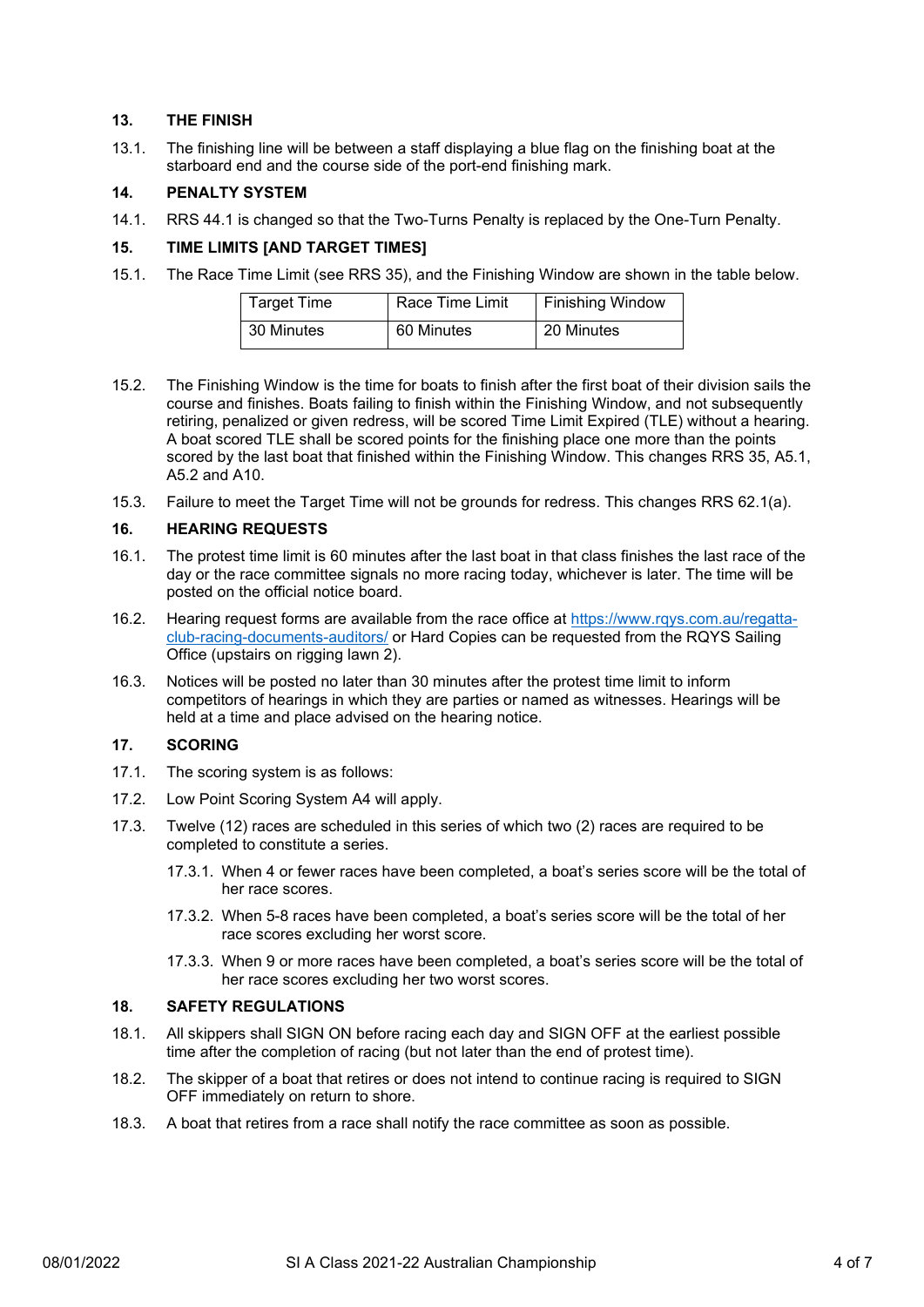## 13. THE FINISH

13.1. The finishing line will be between a staff displaying a blue flag on the finishing boat at the starboard end and the course side of the port-end finishing mark.

## 14. PENALTY SYSTEM

14.1. RRS 44.1 is changed so that the Two-Turns Penalty is replaced by the One-Turn Penalty.

## 15. TIME LIMITS [AND TARGET TIMES]

15.1. The Race Time Limit (see RRS 35), and the Finishing Window are shown in the table below.

| Target Time | Race Time Limit | Finishing Window |
|---|---|---|
| 30 Minutes | 60 Minutes | 20 Minutes |

15.2. The Finishing Window is the time for boats to finish after the first boat of their division sails the course and finishes. Boats failing to finish within the Finishing Window, and not subsequently retiring, penalized or given redress, will be scored Time Limit Expired (TLE) without a hearing. A boat scored TLE shall be scored points for the finishing place one more than the points scored by the last boat that finished within the Finishing Window. This changes RRS 35, A5.1, A5.2 and A10.

15.3. Failure to meet the Target Time will not be grounds for redress. This changes RRS 62.1(a).

## 16. HEARING REQUESTS

16.1. The protest time limit is 60 minutes after the last boat in that class finishes the last race of the day or the race committee signals no more racing today, whichever is later. The time will be posted on the official notice board.

16.2. Hearing request forms are available from the race office at https://www.rqys.com.au/regatta-club-racing-documents-auditors/ or Hard Copies can be requested from the RQYS Sailing Office (upstairs on rigging lawn 2).

16.3. Notices will be posted no later than 30 minutes after the protest time limit to inform competitors of hearings in which they are parties or named as witnesses. Hearings will be held at a time and place advised on the hearing notice.

## 17. SCORING

17.1. The scoring system is as follows:

17.2. Low Point Scoring System A4 will apply.

17.3. Twelve (12) races are scheduled in this series of which two (2) races are required to be completed to constitute a series.

- 17.3.1. When 4 or fewer races have been completed, a boat's series score will be the total of her race scores.
- 17.3.2. When 5-8 races have been completed, a boat's series score will be the total of her race scores excluding her worst score.
- 17.3.3. When 9 or more races have been completed, a boat's series score will be the total of her race scores excluding her two worst scores.

## 18. SAFETY REGULATIONS

18.1. All skippers shall SIGN ON before racing each day and SIGN OFF at the earliest possible time after the completion of racing (but not later than the end of protest time).

18.2. The skipper of a boat that retires or does not intend to continue racing is required to SIGN OFF immediately on return to shore.

18.3. A boat that retires from a race shall notify the race committee as soon as possible.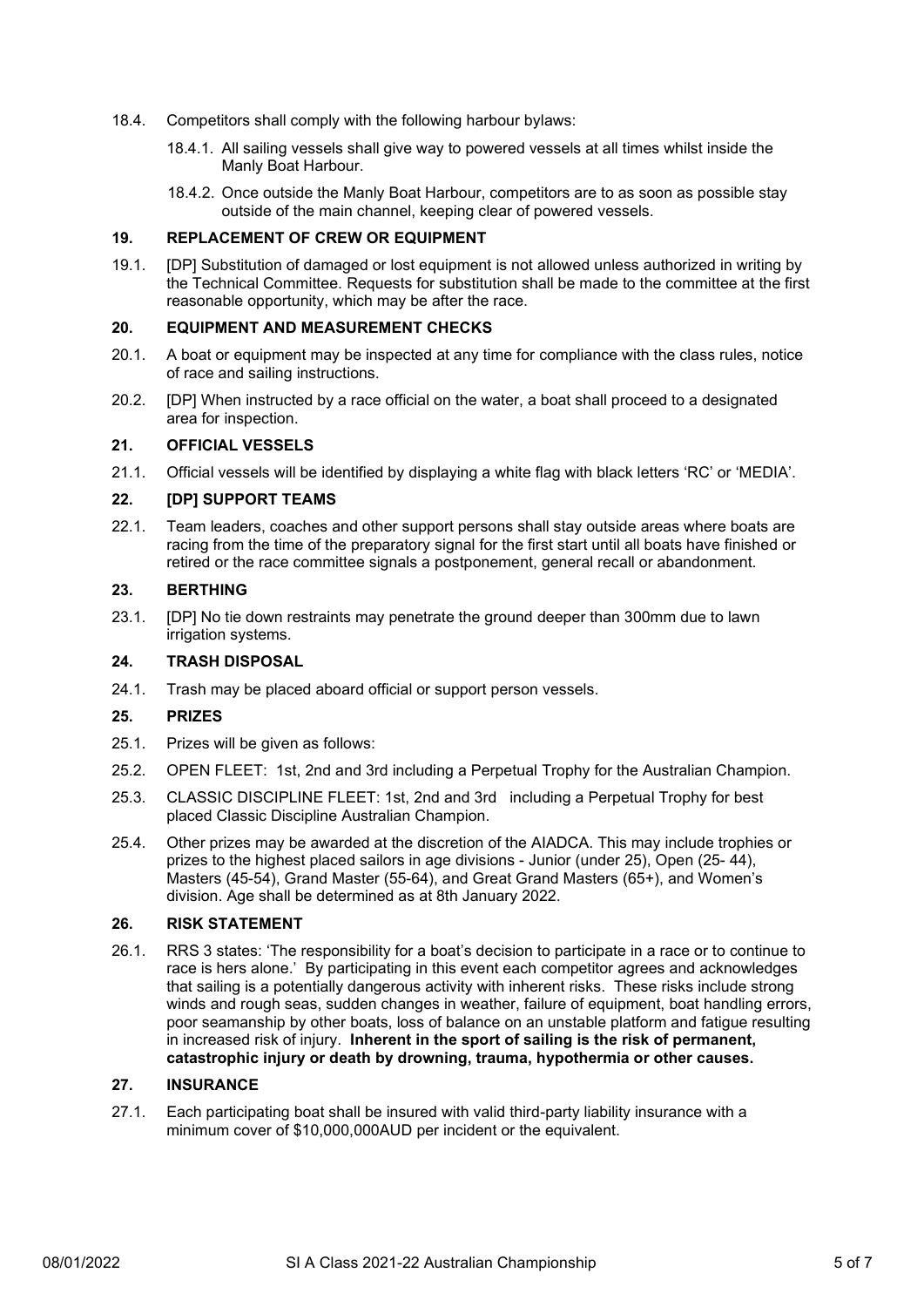18.4. Competitors shall comply with the following harbour bylaws:

18.4.1. All sailing vessels shall give way to powered vessels at all times whilst inside the Manly Boat Harbour.

18.4.2. Once outside the Manly Boat Harbour, competitors are to as soon as possible stay outside of the main channel, keeping clear of powered vessels.

## 19. REPLACEMENT OF CREW OR EQUIPMENT

19.1. [DP] Substitution of damaged or lost equipment is not allowed unless authorized in writing by the Technical Committee. Requests for substitution shall be made to the committee at the first reasonable opportunity, which may be after the race.

## 20. EQUIPMENT AND MEASUREMENT CHECKS

20.1. A boat or equipment may be inspected at any time for compliance with the class rules, notice of race and sailing instructions.

20.2. [DP] When instructed by a race official on the water, a boat shall proceed to a designated area for inspection.

## 21. OFFICIAL VESSELS

21.1. Official vessels will be identified by displaying a white flag with black letters 'RC' or 'MEDIA'.

## 22. [DP] SUPPORT TEAMS

22.1. Team leaders, coaches and other support persons shall stay outside areas where boats are racing from the time of the preparatory signal for the first start until all boats have finished or retired or the race committee signals a postponement, general recall or abandonment.

## 23. BERTHING

23.1. [DP] No tie down restraints may penetrate the ground deeper than 300mm due to lawn irrigation systems.

## 24. TRASH DISPOSAL

24.1. Trash may be placed aboard official or support person vessels.

## 25. PRIZES

25.1. Prizes will be given as follows:

25.2. OPEN FLEET: 1st, 2nd and 3rd including a Perpetual Trophy for the Australian Champion.

25.3. CLASSIC DISCIPLINE FLEET: 1st, 2nd and 3rd including a Perpetual Trophy for best placed Classic Discipline Australian Champion.

25.4. Other prizes may be awarded at the discretion of the AIADCA. This may include trophies or prizes to the highest placed sailors in age divisions - Junior (under 25), Open (25- 44), Masters (45-54), Grand Master (55-64), and Great Grand Masters (65+), and Women's division. Age shall be determined as at 8th January 2022.

## 26. RISK STATEMENT

26.1. RRS 3 states: 'The responsibility for a boat's decision to participate in a race or to continue to race is hers alone.' By participating in this event each competitor agrees and acknowledges that sailing is a potentially dangerous activity with inherent risks. These risks include strong winds and rough seas, sudden changes in weather, failure of equipment, boat handling errors, poor seamanship by other boats, loss of balance on an unstable platform and fatigue resulting in increased risk of injury. **Inherent in the sport of sailing is the risk of permanent, catastrophic injury or death by drowning, trauma, hypothermia or other causes.**

## 27. INSURANCE

27.1. Each participating boat shall be insured with valid third-party liability insurance with a minimum cover of $10,000,000AUD per incident or the equivalent.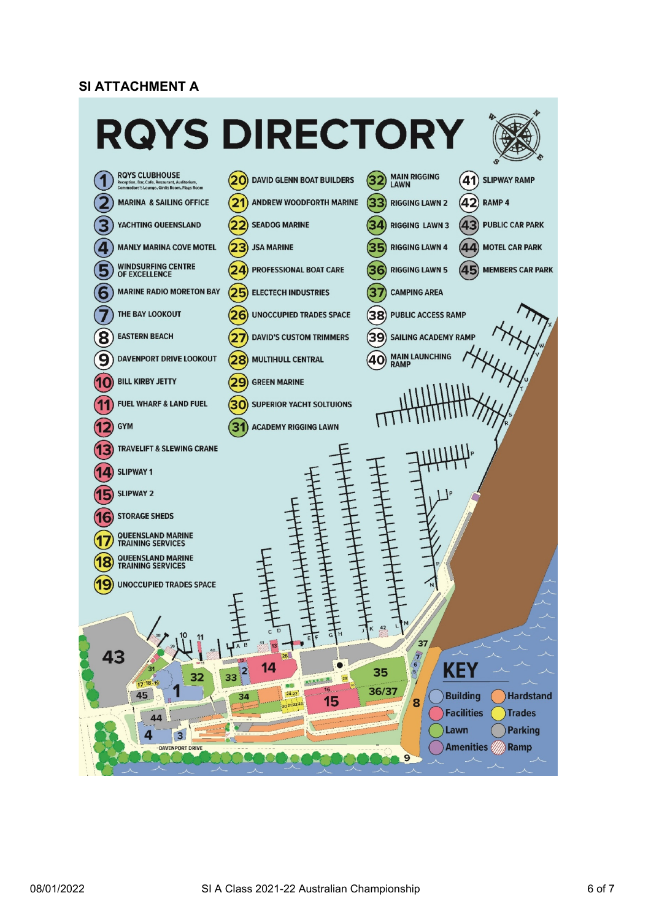**SI ATTACHMENT A**

# RQYS DIRECTORY

1. RQYS CLUBHOUSE – Reception, Bar, Cafe, Restaurant, Auditorium, Commodore's Lounge, Girls Room, Flags Room
2. MARINA & SAILING OFFICE
3. YACHTING QUEENSLAND
4. MANLY MARINA COVE MOTEL
5. WINDSURFING CENTRE OF EXCELLENCE
6. MARINE RADIO MORETON BAY
7. THE BAY LOOKOUT
8. EASTERN BEACH
9. DAVENPORT DRIVE LOOKOUT
10. BILL KIRBY JETTY
11. FUEL WHARF & LAND FUEL
12. GYM
13. TRAVELIFT & SLEWING CRANE
14. SLIPWAY 1
15. SLIPWAY 2
16. STORAGE SHEDS
17. QUEENSLAND MARINE TRAINING SERVICES
18. QUEENSLAND MARINE TRAINING SERVICES
19. UNOCCUPIED TRADES SPACE
20. DAVID GLENN BOAT BUILDERS
21. ANDREW WOODFORTH MARINE
22. SEADOG MARINE
23. JSA MARINE
24. PROFESSIONAL BOAT CARE
25. ELECTECH INDUSTRIES
26. UNOCCUPIED TRADES SPACE
27. DAVID'S CUSTOM TRIMMERS
28. MULTIHULL CENTRAL
29. GREEN MARINE
30. SUPERIOR YACHT SOLTUIONS
31. ACADEMY RIGGING LAWN
32. MAIN RIGGING LAWN
33. RIGGING LAWN 2
34. RIGGING LAWN 3
35. RIGGING LAWN 4
36. RIGGING LAWN 5
37. CAMPING AREA
38. PUBLIC ACCESS RAMP
39. SAILING ACADEMY RAMP
40. MAIN LAUNCHING RAMP
41. SLIPWAY RAMP
42. RAMP 4
43. PUBLIC CAR PARK
44. MOTEL CAR PARK
45. MEMBERS CAR PARK

**KEY**

- Building
- Hardstand
- Facilities
- Trades
- Lawn
- Parking
- Amenities
- Ramp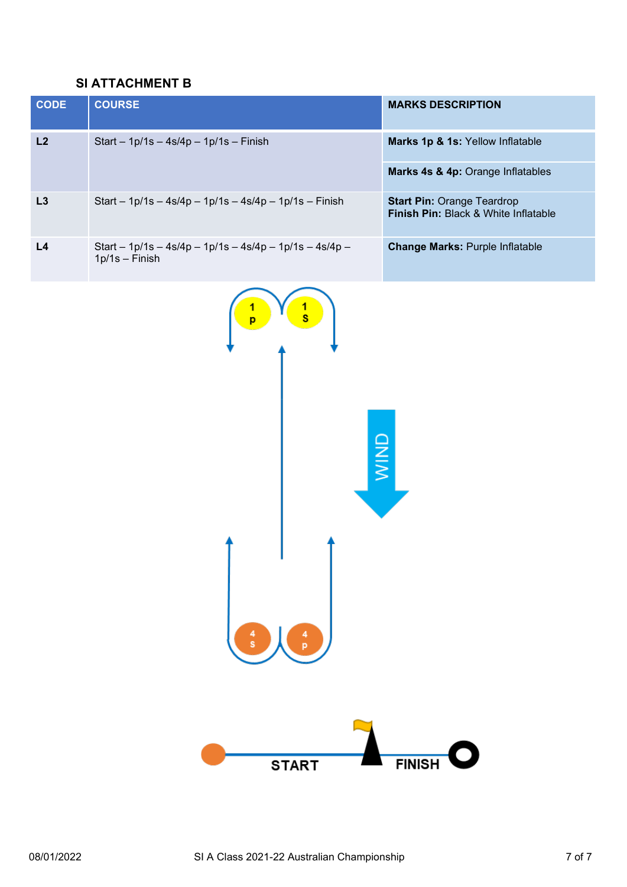## SI ATTACHMENT B

| CODE | COURSE | MARKS DESCRIPTION |
|---|---|---|
| L2 | Start – 1p/1s – 4s/4p – 1p/1s – Finish | **Marks 1p & 1s:** Yellow Inflatable<br>**Marks 4s & 4p:** Orange Inflatables |
| L3 | Start – 1p/1s – 4s/4p – 1p/1s – 4s/4p – 1p/1s – Finish | **Start Pin:** Orange Teardrop<br>**Finish Pin:** Black & White Inflatable |
| L4 | Start – 1p/1s – 4s/4p – 1p/1s – 4s/4p – 1p/1s – 4s/4p – 1p/1s – Finish | **Change Marks:** Purple Inflatable |

1 p
1 s
WIND
4 s
4 p
START
FINISH